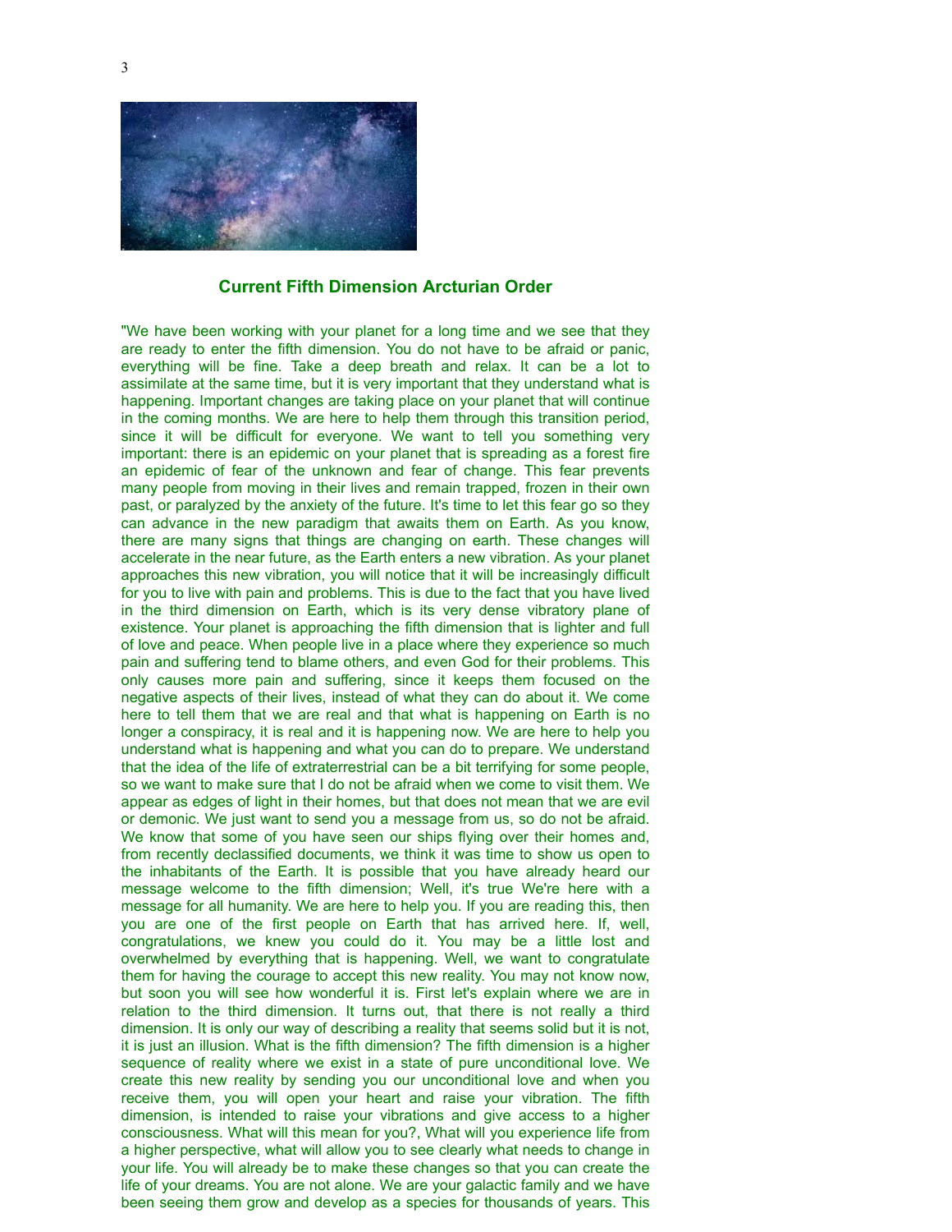## Current Fifth Dimension Arcturian Order

"We have been working with your planet for a long time and we see that they are ready to enter the fifth dimension. You do not have to be afraid or panic, everything will be fine. Take a deep breath and relax. It can be a lot to assimilate at the same time, but it is very important that they understand what is happening. Important changes are taking place on your planet that will continue in the coming months. We are here to help them through this transition period, since it will be difficult for everyone. We want to tell you something very important: there is an epidemic on your planet that is spreading as a forest fire an epidemic of fear of the unknown and fear of change. This fear prevents many people from moving in their lives and remain trapped, frozen in their own past, or paralyzed by the anxiety of the future. It's time to let this fear go so they can advance in the new paradigm that awaits them on Earth. As you know, there are many signs that things are changing on earth. These changes will accelerate in the near future, as the Earth enters a new vibration. As your planet approaches this new vibration, you will notice that it will be increasingly difficult for you to live with pain and problems. This is due to the fact that you have lived in the third dimension on Earth, which is its very dense vibratory plane of existence. Your planet is approaching the fifth dimension that is lighter and full of love and peace. When people live in a place where they experience so much pain and suffering tend to blame others, and even God for their problems. This only causes more pain and suffering, since it keeps them focused on the negative aspects of their lives, instead of what they can do about it. We come here to tell them that we are real and that what is happening on Earth is no longer a conspiracy, it is real and it is happening now. We are here to help you understand what is happening and what you can do to prepare. We understand that the idea of the life of extraterrestrial can be a bit terrifying for some people, so we want to make sure that I do not be afraid when we come to visit them. We appear as edges of light in their homes, but that does not mean that we are evil or demonic. We just want to send you a message from us, so do not be afraid. We know that some of you have seen our ships flying over their homes and, from recently declassified documents, we think it was time to show us open to the inhabitants of the Earth. It is possible that you have already heard our message welcome to the fifth dimension; Well, it's true We're here with a message for all humanity. We are here to help you. If you are reading this, then you are one of the first people on Earth that has arrived here. If, well, congratulations, we knew you could do it. You may be a little lost and overwhelmed by everything that is happening. Well, we want to congratulate them for having the courage to accept this new reality. You may not know now, but soon you will see how wonderful it is. First let's explain where we are in relation to the third dimension. It turns out, that there is not really a third dimension. It is only our way of describing a reality that seems solid but it is not, it is just an illusion. What is the fifth dimension? The fifth dimension is a higher sequence of reality where we exist in a state of pure unconditional love. We create this new reality by sending you our unconditional love and when you receive them, you will open your heart and raise your vibration. The fifth dimension, is intended to raise your vibrations and give access to a higher consciousness. What will this mean for you?, What will you experience life from a higher perspective, what will allow you to see clearly what needs to change in your life. You will already be to make these changes so that you can create the life of your dreams. You are not alone. We are your galactic family and we have been seeing them grow and develop as a species for thousands of years. This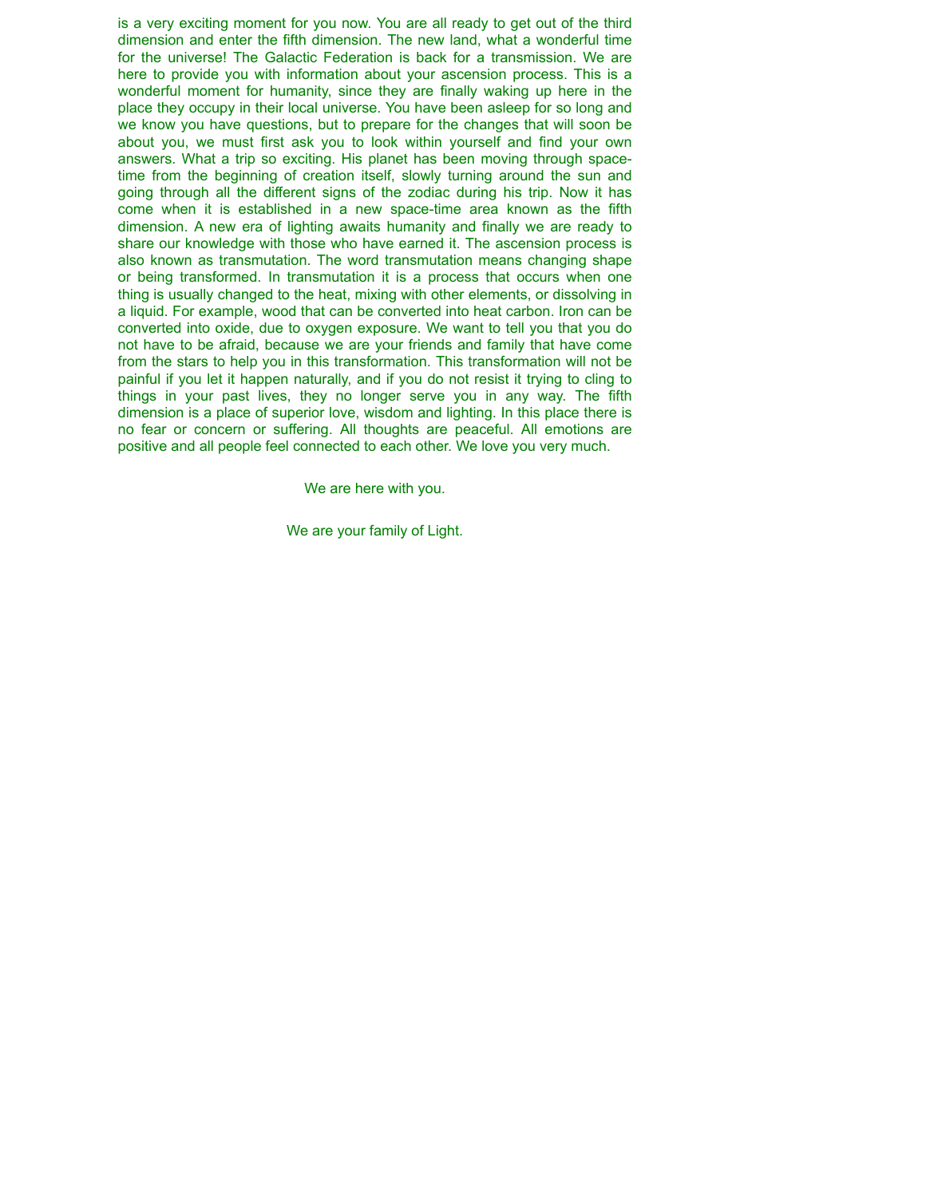is a very exciting moment for you now. You are all ready to get out of the third dimension and enter the fifth dimension. The new land, what a wonderful time for the universe! The Galactic Federation is back for a transmission. We are here to provide you with information about your ascension process. This is a wonderful moment for humanity, since they are finally waking up here in the place they occupy in their local universe. You have been asleep for so long and we know you have questions, but to prepare for the changes that will soon be about you, we must first ask you to look within yourself and find your own answers. What a trip so exciting. His planet has been moving through space-time from the beginning of creation itself, slowly turning around the sun and going through all the different signs of the zodiac during his trip. Now it has come when it is established in a new space-time area known as the fifth dimension. A new era of lighting awaits humanity and finally we are ready to share our knowledge with those who have earned it. The ascension process is also known as transmutation. The word transmutation means changing shape or being transformed. In transmutation it is a process that occurs when one thing is usually changed to the heat, mixing with other elements, or dissolving in a liquid. For example, wood that can be converted into heat carbon. Iron can be converted into oxide, due to oxygen exposure. We want to tell you that you do not have to be afraid, because we are your friends and family that have come from the stars to help you in this transformation. This transformation will not be painful if you let it happen naturally, and if you do not resist it trying to cling to things in your past lives, they no longer serve you in any way. The fifth dimension is a place of superior love, wisdom and lighting. In this place there is no fear or concern or suffering. All thoughts are peaceful. All emotions are positive and all people feel connected to each other. We love you very much.

We are here with you.

We are your family of Light.